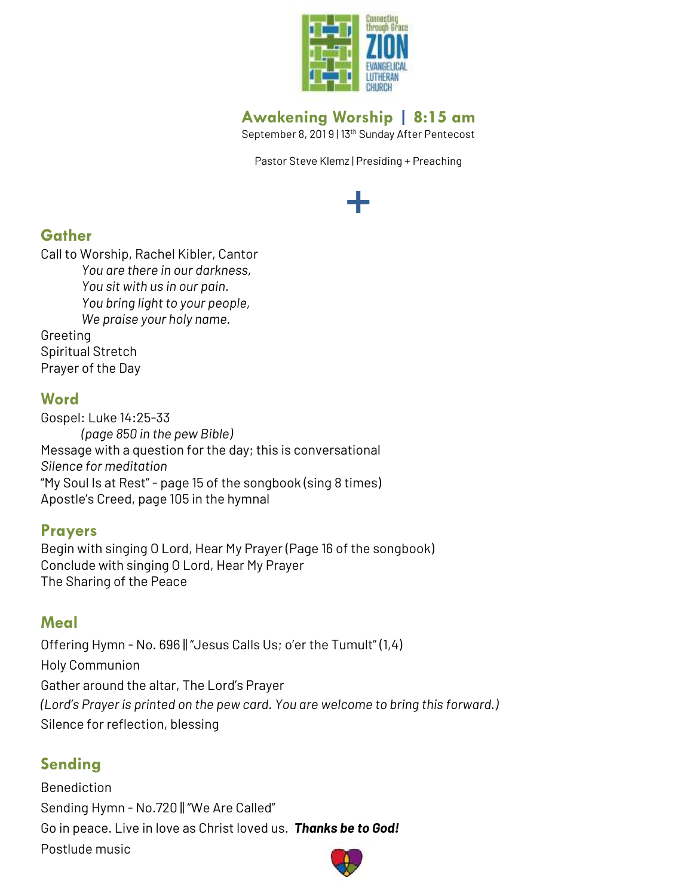Connecting through Grace

ZION EVANGELICAL LUTHERAN CHURCH

# Awakening Worship | 8:15 am

September 8, 2019 | 13th Sunday After Pentecost

Pastor Steve Klemz | Presiding + Preaching

+

## Gather

Call to Worship, Rachel Kibler, Cantor

*You are there in our darkness,*
*You sit with us in our pain.*
*You bring light to your people,*
*We praise your holy name.*

Greeting
Spiritual Stretch
Prayer of the Day

## Word

Gospel: Luke 14:25-33
*(page 850 in the pew Bible)*
Message with a question for the day; this is conversational
*Silence for meditation*
"My Soul Is at Rest" - page 15 of the songbook (sing 8 times)
Apostle's Creed, page 105 in the hymnal

## Prayers

Begin with singing O Lord, Hear My Prayer (Page 16 of the songbook)
Conclude with singing O Lord, Hear My Prayer
The Sharing of the Peace

## Meal

Offering Hymn - No. 696 ‖ "Jesus Calls Us; o'er the Tumult" (1,4)

Holy Communion

Gather around the altar, The Lord's Prayer

*(Lord's Prayer is printed on the pew card. You are welcome to bring this forward.)*

Silence for reflection, blessing

## Sending

Benediction

Sending Hymn - No.720 ‖ "We Are Called"

Go in peace. Live in love as Christ loved us. ***Thanks be to God!***

Postlude music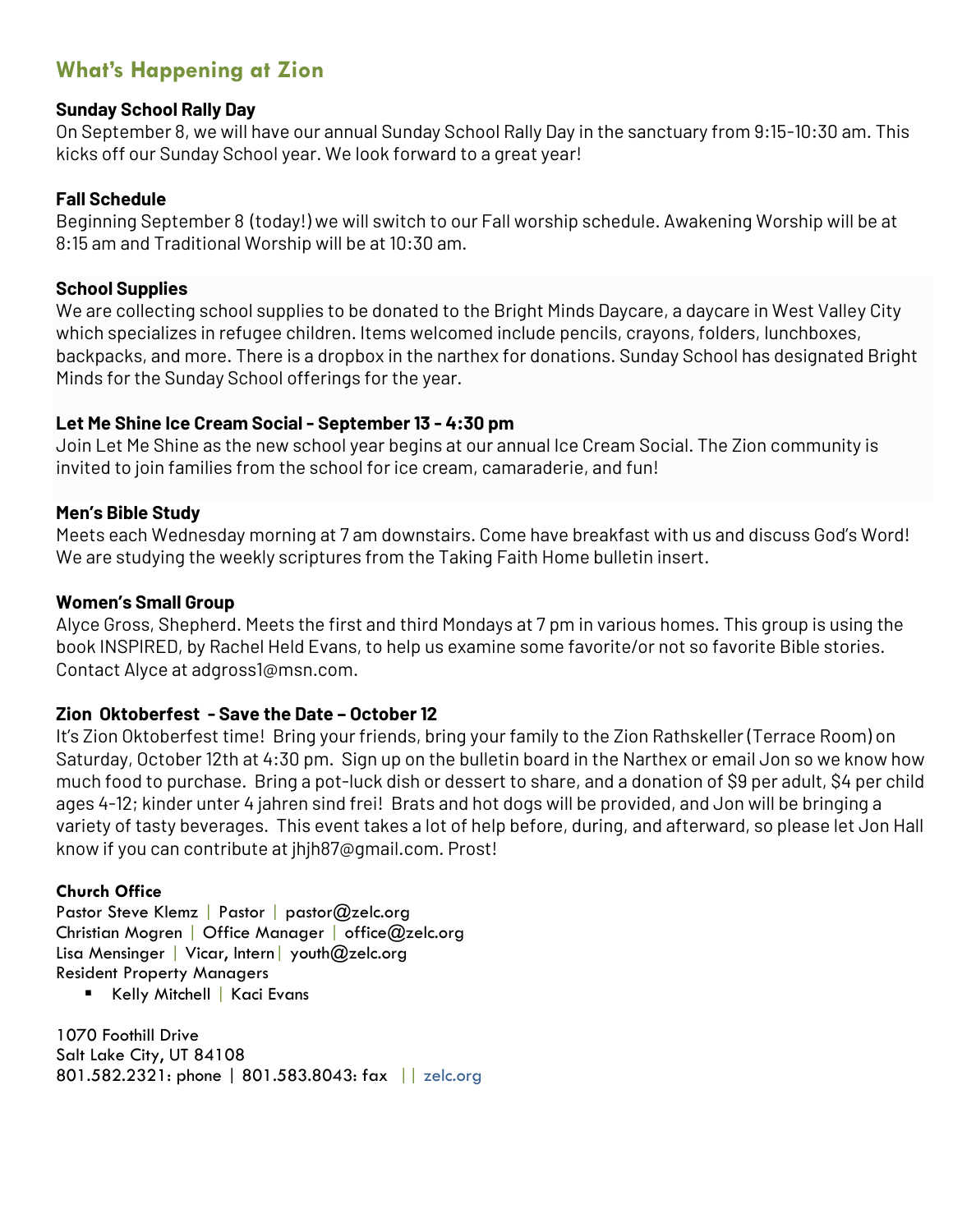## What's Happening at Zion

**Sunday School Rally Day**

On September 8, we will have our annual Sunday School Rally Day in the sanctuary from 9:15-10:30 am. This kicks off our Sunday School year. We look forward to a great year!

**Fall Schedule**

Beginning September 8 (today!) we will switch to our Fall worship schedule. Awakening Worship will be at 8:15 am and Traditional Worship will be at 10:30 am.

**School Supplies**

We are collecting school supplies to be donated to the Bright Minds Daycare, a daycare in West Valley City which specializes in refugee children. Items welcomed include pencils, crayons, folders, lunchboxes, backpacks, and more. There is a dropbox in the narthex for donations. Sunday School has designated Bright Minds for the Sunday School offerings for the year.

**Let Me Shine Ice Cream Social - September 13 - 4:30 pm**

Join Let Me Shine as the new school year begins at our annual Ice Cream Social. The Zion community is invited to join families from the school for ice cream, camaraderie, and fun!

**Men's Bible Study**

Meets each Wednesday morning at 7 am downstairs. Come have breakfast with us and discuss God's Word! We are studying the weekly scriptures from the Taking Faith Home bulletin insert.

**Women's Small Group**

Alyce Gross, Shepherd. Meets the first and third Mondays at 7 pm in various homes. This group is using the book INSPIRED, by Rachel Held Evans, to help us examine some favorite/or not so favorite Bible stories. Contact Alyce at adgross1@msn.com.

**Zion Oktoberfest - Save the Date – October 12**

It's Zion Oktoberfest time! Bring your friends, bring your family to the Zion Rathskeller (Terrace Room) on Saturday, October 12th at 4:30 pm. Sign up on the bulletin board in the Narthex or email Jon so we know how much food to purchase. Bring a pot-luck dish or dessert to share, and a donation of $9 per adult, $4 per child ages 4-12; kinder unter 4 jahren sind frei! Brats and hot dogs will be provided, and Jon will be bringing a variety of tasty beverages. This event takes a lot of help before, during, and afterward, so please let Jon Hall know if you can contribute at jhjh87@gmail.com. Prost!

**Church Office**

Pastor Steve Klemz | Pastor | pastor@zelc.org
Christian Mogren | Office Manager | office@zelc.org
Lisa Mensinger | Vicar, Intern | youth@zelc.org
Resident Property Managers

- Kelly Mitchell | Kaci Evans

1070 Foothill Drive
Salt Lake City, UT 84108
801.582.2321: phone | 801.583.8043: fax || zelc.org